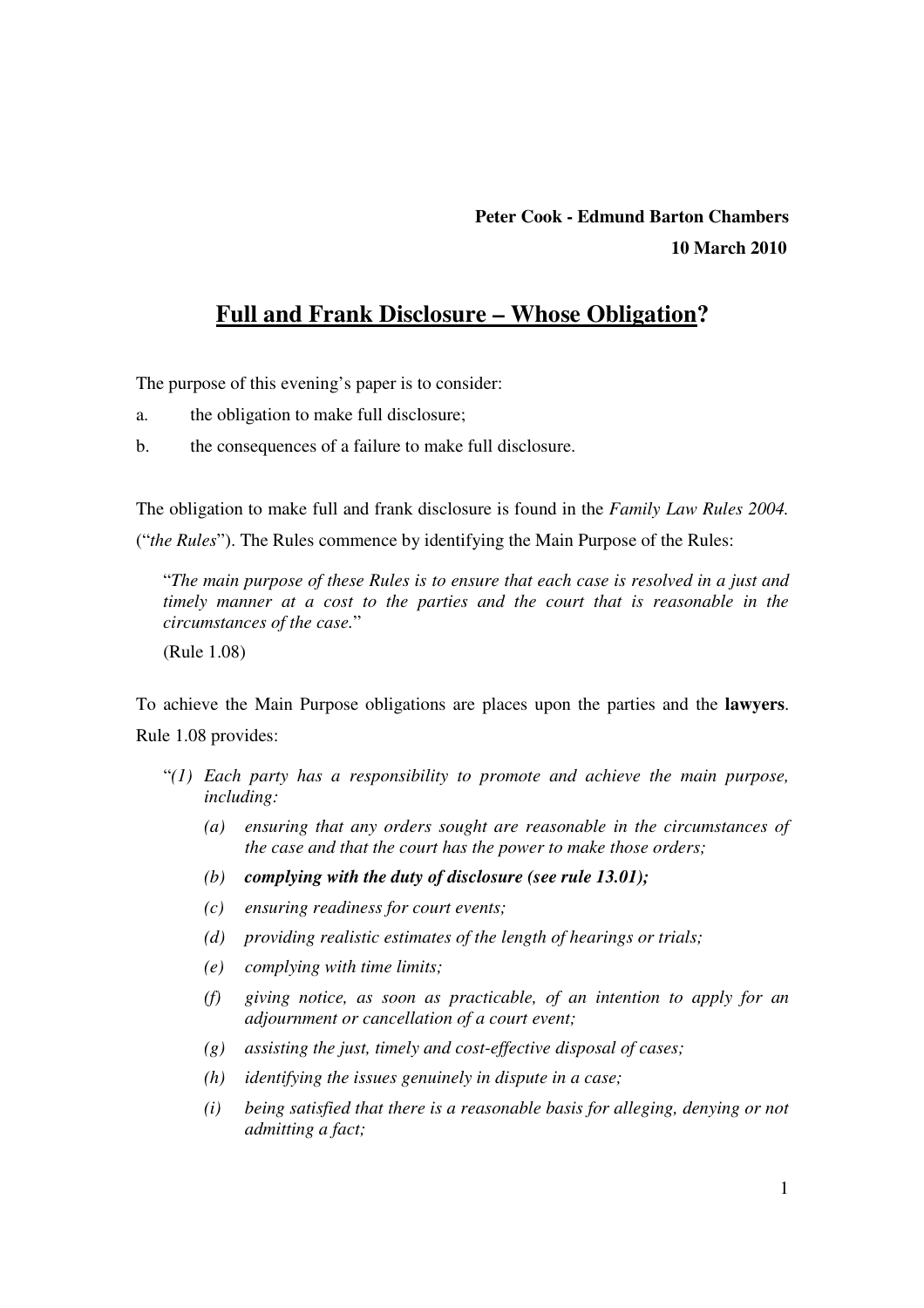**Peter Cook - Edmund Barton Chambers**

**10 March 2010**

# Full and Frank Disclosure – Whose Obligation?

The purpose of this evening's paper is to consider:

a. the obligation to make full disclosure;

b. the consequences of a failure to make full disclosure.

The obligation to make full and frank disclosure is found in the *Family Law Rules 2004.* ("*the Rules*"). The Rules commence by identifying the Main Purpose of the Rules:

> "*The main purpose of these Rules is to ensure that each case is resolved in a just and timely manner at a cost to the parties and the court that is reasonable in the circumstances of the case.*"
>
> (Rule 1.08)

To achieve the Main Purpose obligations are places upon the parties and the **lawyers**. Rule 1.08 provides:

> "*(1) Each party has a responsibility to promote and achieve the main purpose, including:*
>
> *(a) ensuring that any orders sought are reasonable in the circumstances of the case and that the court has the power to make those orders;*
>
> ***(b) complying with the duty of disclosure (see rule 13.01);***
>
> *(c) ensuring readiness for court events;*
>
> *(d) providing realistic estimates of the length of hearings or trials;*
>
> *(e) complying with time limits;*
>
> *(f) giving notice, as soon as practicable, of an intention to apply for an adjournment or cancellation of a court event;*
>
> *(g) assisting the just, timely and cost-effective disposal of cases;*
>
> *(h) identifying the issues genuinely in dispute in a case;*
>
> *(i) being satisfied that there is a reasonable basis for alleging, denying or not admitting a fact;*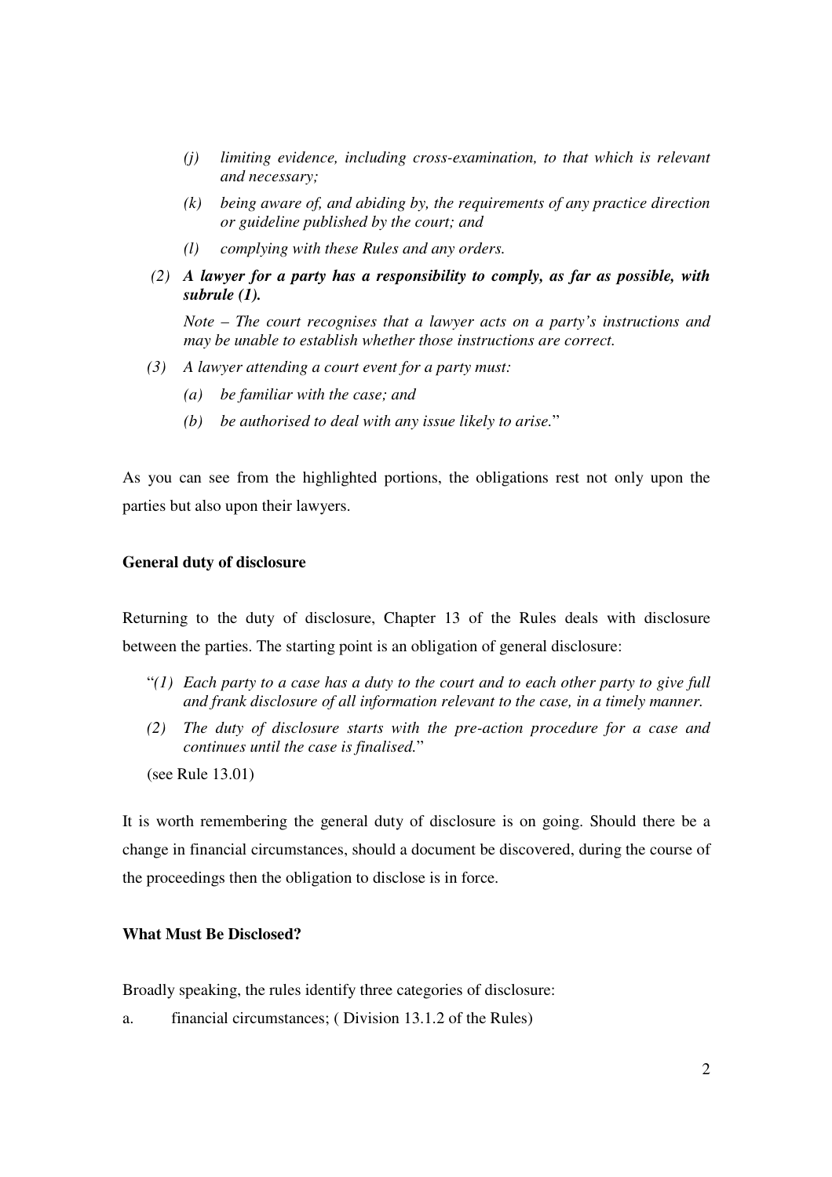- *(j) limiting evidence, including cross-examination, to that which is relevant and necessary;*
- *(k) being aware of, and abiding by, the requirements of any practice direction or guideline published by the court; and*
- *(l) complying with these Rules and any orders.*

*(2)* ***A lawyer for a party has a responsibility to comply, as far as possible, with subrule (1).***

*Note – The court recognises that a lawyer acts on a party's instructions and may be unable to establish whether those instructions are correct.*

*(3) A lawyer attending a court event for a party must:*

- *(a) be familiar with the case; and*
- *(b) be authorised to deal with any issue likely to arise.*"

As you can see from the highlighted portions, the obligations rest not only upon the parties but also upon their lawyers.

**General duty of disclosure**

Returning to the duty of disclosure, Chapter 13 of the Rules deals with disclosure between the parties. The starting point is an obligation of general disclosure:

"*(1) Each party to a case has a duty to the court and to each other party to give full and frank disclosure of all information relevant to the case, in a timely manner.*

*(2) The duty of disclosure starts with the pre-action procedure for a case and continues until the case is finalised.*"

(see Rule 13.01)

It is worth remembering the general duty of disclosure is on going. Should there be a change in financial circumstances, should a document be discovered, during the course of the proceedings then the obligation to disclose is in force.

**What Must Be Disclosed?**

Broadly speaking, the rules identify three categories of disclosure:

a. financial circumstances; ( Division 13.1.2 of the Rules)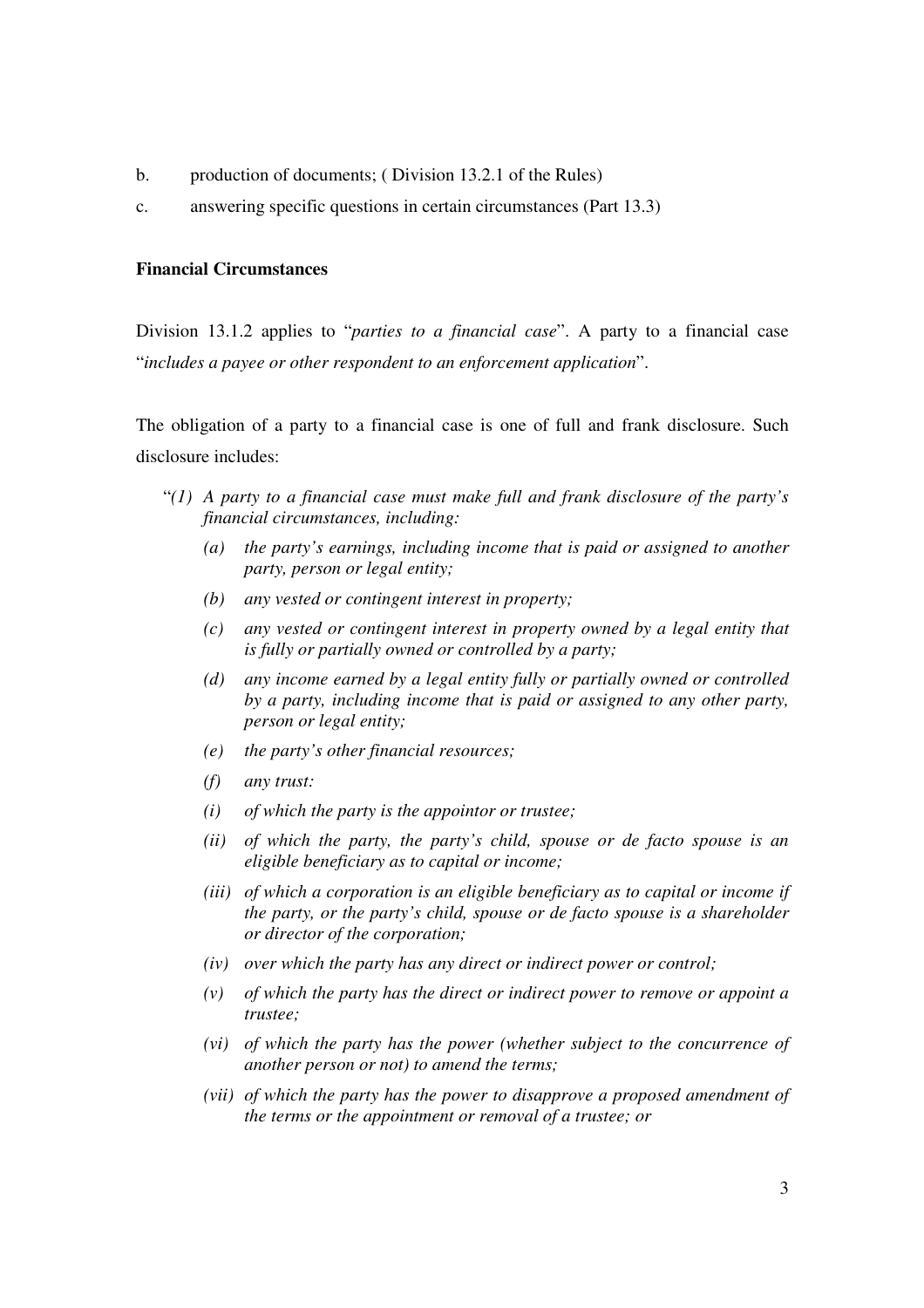b. production of documents; ( Division 13.2.1 of the Rules)

c. answering specific questions in certain circumstances (Part 13.3)

**Financial Circumstances**

Division 13.1.2 applies to "*parties to a financial case*". A party to a financial case "*includes a payee or other respondent to an enforcement application*".

The obligation of a party to a financial case is one of full and frank disclosure. Such disclosure includes:

"*(1) A party to a financial case must make full and frank disclosure of the party's financial circumstances, including:*

*(a) the party's earnings, including income that is paid or assigned to another party, person or legal entity;*

*(b) any vested or contingent interest in property;*

*(c) any vested or contingent interest in property owned by a legal entity that is fully or partially owned or controlled by a party;*

*(d) any income earned by a legal entity fully or partially owned or controlled by a party, including income that is paid or assigned to any other party, person or legal entity;*

*(e) the party's other financial resources;*

*(f) any trust:*

*(i) of which the party is the appointor or trustee;*

*(ii) of which the party, the party's child, spouse or de facto spouse is an eligible beneficiary as to capital or income;*

*(iii) of which a corporation is an eligible beneficiary as to capital or income if the party, or the party's child, spouse or de facto spouse is a shareholder or director of the corporation;*

*(iv) over which the party has any direct or indirect power or control;*

*(v) of which the party has the direct or indirect power to remove or appoint a trustee;*

*(vi) of which the party has the power (whether subject to the concurrence of another person or not) to amend the terms;*

*(vii) of which the party has the power to disapprove a proposed amendment of the terms or the appointment or removal of a trustee; or*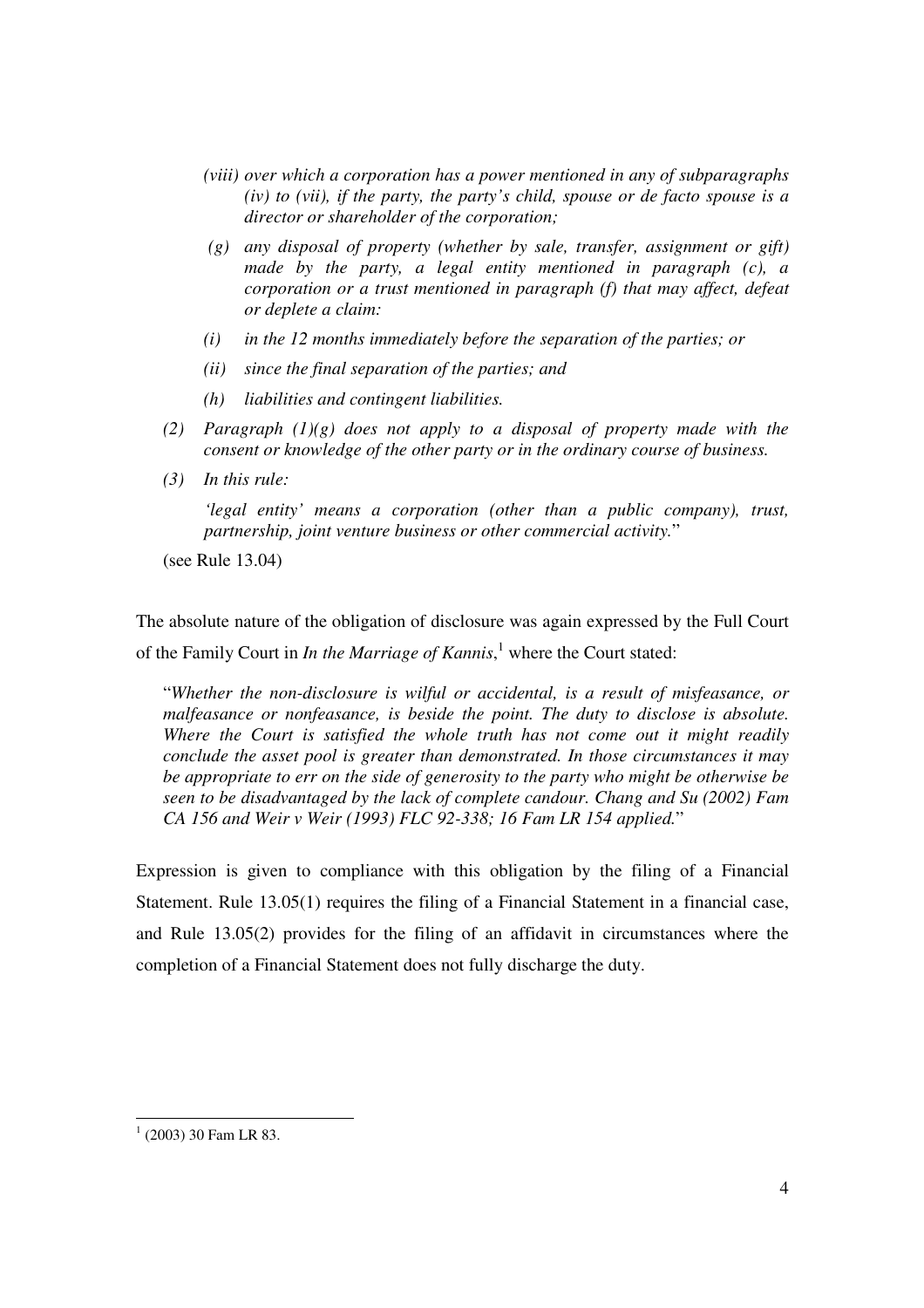*(viii) over which a corporation has a power mentioned in any of subparagraphs (iv) to (vii), if the party, the party's child, spouse or de facto spouse is a director or shareholder of the corporation;*

*(g) any disposal of property (whether by sale, transfer, assignment or gift) made by the party, a legal entity mentioned in paragraph (c), a corporation or a trust mentioned in paragraph (f) that may affect, defeat or deplete a claim:*

*(i) in the 12 months immediately before the separation of the parties; or*

*(ii) since the final separation of the parties; and*

*(h) liabilities and contingent liabilities.*

*(2) Paragraph (1)(g) does not apply to a disposal of property made with the consent or knowledge of the other party or in the ordinary course of business.*

*(3) In this rule:*

*'legal entity' means a corporation (other than a public company), trust, partnership, joint venture business or other commercial activity.*"

(see Rule 13.04)

The absolute nature of the obligation of disclosure was again expressed by the Full Court of the Family Court in *In the Marriage of Kannis*,[1] where the Court stated:

> "*Whether the non-disclosure is wilful or accidental, is a result of misfeasance, or malfeasance or nonfeasance, is beside the point. The duty to disclose is absolute. Where the Court is satisfied the whole truth has not come out it might readily conclude the asset pool is greater than demonstrated. In those circumstances it may be appropriate to err on the side of generosity to the party who might be otherwise be seen to be disadvantaged by the lack of complete candour. Chang and Su (2002) Fam CA 156 and Weir v Weir (1993) FLC 92-338; 16 Fam LR 154 applied.*"

Expression is given to compliance with this obligation by the filing of a Financial Statement. Rule 13.05(1) requires the filing of a Financial Statement in a financial case, and Rule 13.05(2) provides for the filing of an affidavit in circumstances where the completion of a Financial Statement does not fully discharge the duty.

---

[1] (2003) 30 Fam LR 83.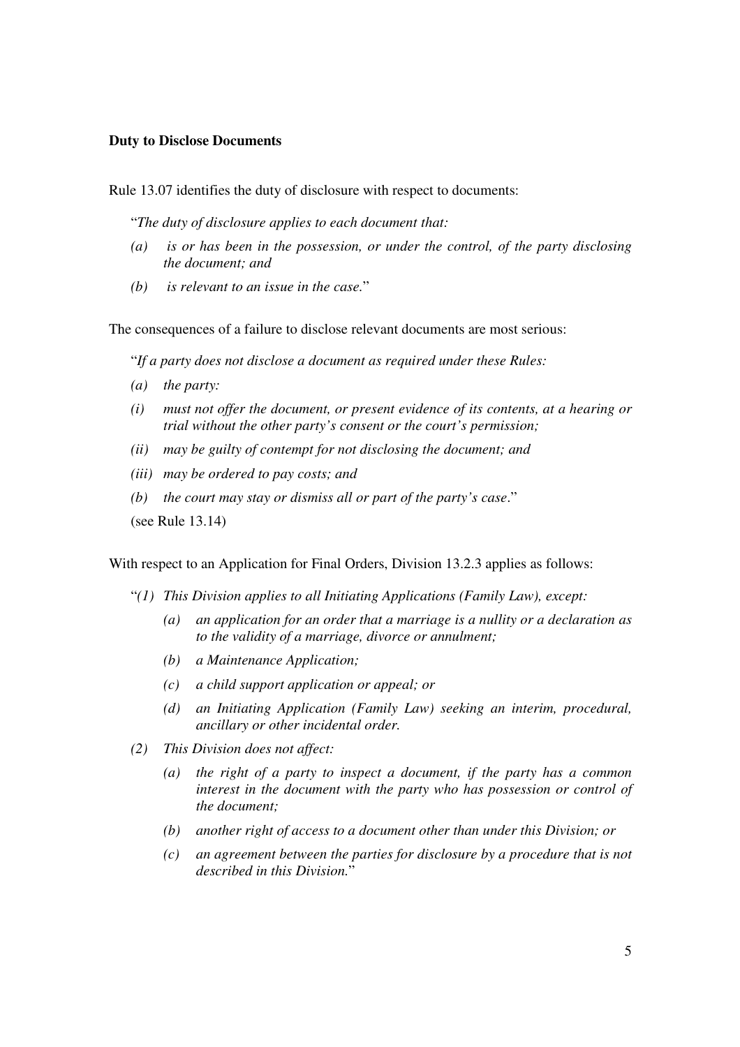**Duty to Disclose Documents**

Rule 13.07 identifies the duty of disclosure with respect to documents:

"*The duty of disclosure applies to each document that:*

*(a) is or has been in the possession, or under the control, of the party disclosing the document; and*

*(b) is relevant to an issue in the case.*"

The consequences of a failure to disclose relevant documents are most serious:

"*If a party does not disclose a document as required under these Rules:*

*(a) the party:*

*(i) must not offer the document, or present evidence of its contents, at a hearing or trial without the other party's consent or the court's permission;*

*(ii) may be guilty of contempt for not disclosing the document; and*

*(iii) may be ordered to pay costs; and*

*(b) the court may stay or dismiss all or part of the party's case*."

(see Rule 13.14)

With respect to an Application for Final Orders, Division 13.2.3 applies as follows:

"*(1) This Division applies to all Initiating Applications (Family Law), except:*

> *(a) an application for an order that a marriage is a nullity or a declaration as to the validity of a marriage, divorce or annulment;*
>
> *(b) a Maintenance Application;*
>
> *(c) a child support application or appeal; or*
>
> *(d) an Initiating Application (Family Law) seeking an interim, procedural, ancillary or other incidental order.*

*(2) This Division does not affect:*

> *(a) the right of a party to inspect a document, if the party has a common interest in the document with the party who has possession or control of the document;*
>
> *(b) another right of access to a document other than under this Division; or*
>
> *(c) an agreement between the parties for disclosure by a procedure that is not described in this Division.*"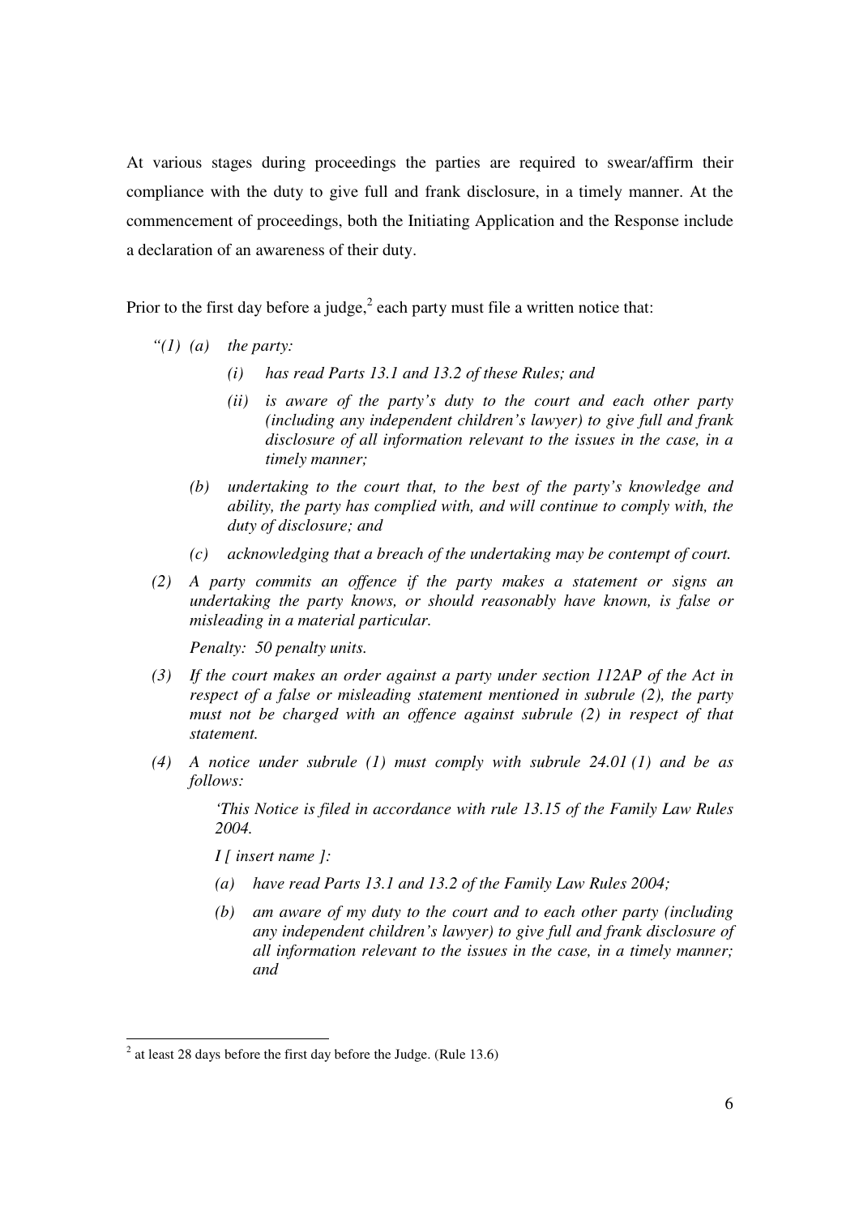At various stages during proceedings the parties are required to swear/affirm their compliance with the duty to give full and frank disclosure, in a timely manner. At the commencement of proceedings, both the Initiating Application and the Response include a declaration of an awareness of their duty.

Prior to the first day before a judge,[2] each party must file a written notice that:

> *"(1) (a) the party:*
>
> *(i) has read Parts 13.1 and 13.2 of these Rules; and*
>
> *(ii) is aware of the party's duty to the court and each other party (including any independent children's lawyer) to give full and frank disclosure of all information relevant to the issues in the case, in a timely manner;*
>
> *(b) undertaking to the court that, to the best of the party's knowledge and ability, the party has complied with, and will continue to comply with, the duty of disclosure; and*
>
> *(c) acknowledging that a breach of the undertaking may be contempt of court.*
>
> *(2) A party commits an offence if the party makes a statement or signs an undertaking the party knows, or should reasonably have known, is false or misleading in a material particular.*
>
> *Penalty: 50 penalty units.*
>
> *(3) If the court makes an order against a party under section 112AP of the Act in respect of a false or misleading statement mentioned in subrule (2), the party must not be charged with an offence against subrule (2) in respect of that statement.*
>
> *(4) A notice under subrule (1) must comply with subrule 24.01 (1) and be as follows:*
>
> *'This Notice is filed in accordance with rule 13.15 of the Family Law Rules 2004.*
>
> *I [ insert name ]:*
>
> *(a) have read Parts 13.1 and 13.2 of the Family Law Rules 2004;*
>
> *(b) am aware of my duty to the court and to each other party (including any independent children's lawyer) to give full and frank disclosure of all information relevant to the issues in the case, in a timely manner; and*

---

[2] at least 28 days before the first day before the Judge. (Rule 13.6)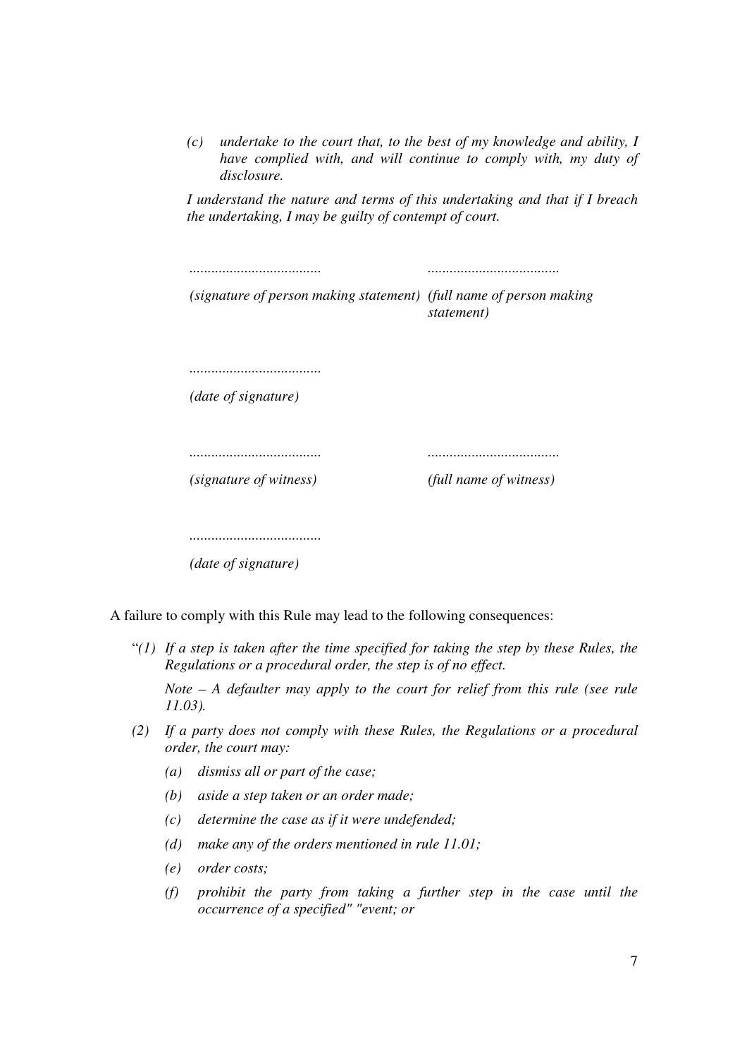*(c) undertake to the court that, to the best of my knowledge and ability, I have complied with, and will continue to comply with, my duty of disclosure.*

*I understand the nature and terms of this undertaking and that if I breach the undertaking, I may be guilty of contempt of court.*

| | |
|---|---|
| .................................... | .................................... |
| *(signature of person making statement)* | *(full name of person making statement)* |

....................................

*(date of signature)*

| | |
|---|---|
| .................................... | .................................... |
| *(signature of witness)* | *(full name of witness)* |

....................................

*(date of signature)*

A failure to comply with this Rule may lead to the following consequences:

"*(1) If a step is taken after the time specified for taking the step by these Rules, the Regulations or a procedural order, the step is of no effect.*

*Note – A defaulter may apply to the court for relief from this rule (see rule 11.03).*

*(2) If a party does not comply with these Rules, the Regulations or a procedural order, the court may:*

- *(a) dismiss all or part of the case;*
- *(b) aside a step taken or an order made;*
- *(c) determine the case as if it were undefended;*
- *(d) make any of the orders mentioned in rule 11.01;*
- *(e) order costs;*
- *(f) prohibit the party from taking a further step in the case until the occurrence of a specified" "event; or*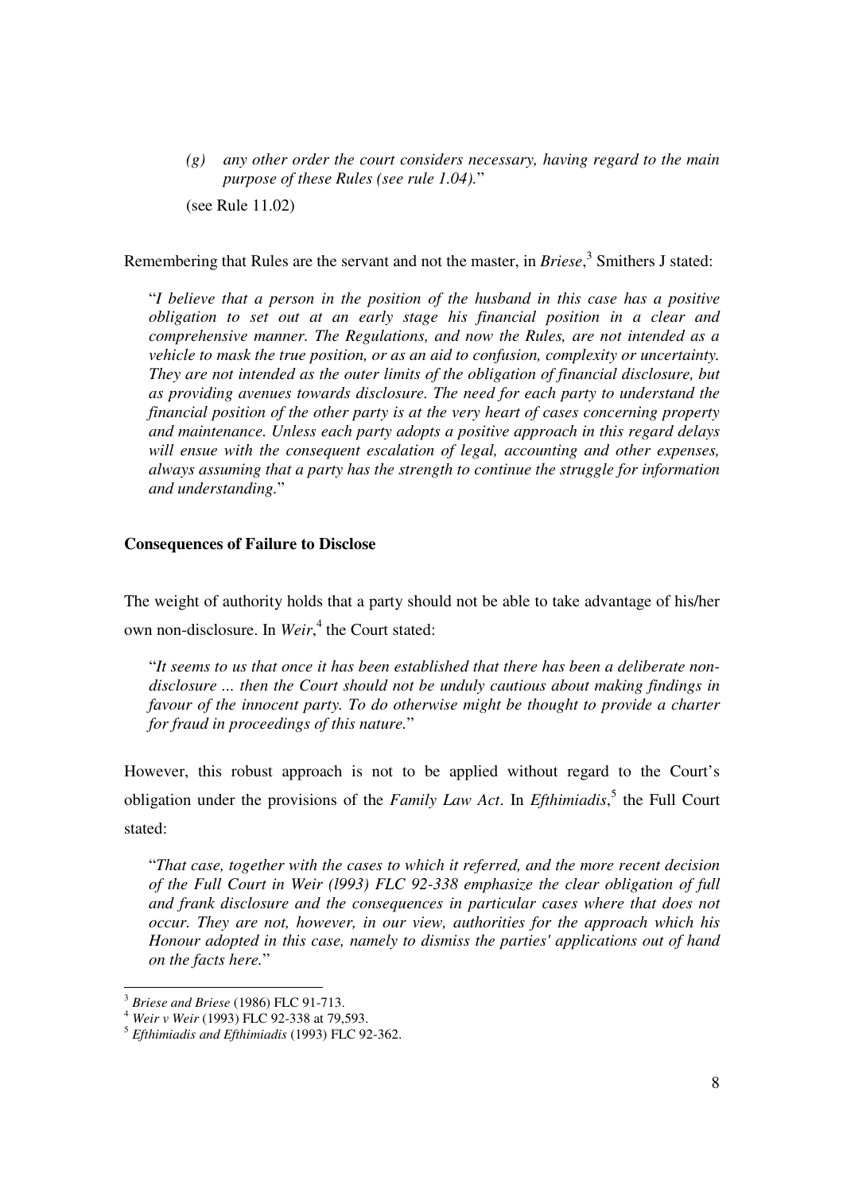> *(g) any other order the court considers necessary, having regard to the main purpose of these Rules (see rule 1.04).*"
>
> (see Rule 11.02)

Remembering that Rules are the servant and not the master, in *Briese*,[3] Smithers J stated:

> "*I believe that a person in the position of the husband in this case has a positive obligation to set out at an early stage his financial position in a clear and comprehensive manner. The Regulations, and now the Rules, are not intended as a vehicle to mask the true position, or as an aid to confusion, complexity or uncertainty. They are not intended as the outer limits of the obligation of financial disclosure, but as providing avenues towards disclosure. The need for each party to understand the financial position of the other party is at the very heart of cases concerning property and maintenance. Unless each party adopts a positive approach in this regard delays will ensue with the consequent escalation of legal, accounting and other expenses, always assuming that a party has the strength to continue the struggle for information and understanding.*"

**Consequences of Failure to Disclose**

The weight of authority holds that a party should not be able to take advantage of his/her own non-disclosure. In *Weir*,[4] the Court stated:

> "*It seems to us that once it has been established that there has been a deliberate non-disclosure ... then the Court should not be unduly cautious about making findings in favour of the innocent party. To do otherwise might be thought to provide a charter for fraud in proceedings of this nature.*"

However, this robust approach is not to be applied without regard to the Court's obligation under the provisions of the *Family Law Act*. In *Efthimiadis*,[5] the Full Court stated:

> "*That case, together with the cases to which it referred, and the more recent decision of the Full Court in Weir (l993) FLC 92-338 emphasize the clear obligation of full and frank disclosure and the consequences in particular cases where that does not occur. They are not, however, in our view, authorities for the approach which his Honour adopted in this case, namely to dismiss the parties' applications out of hand on the facts here.*"

---

[3] *Briese and Briese* (1986) FLC 91-713.

[4] *Weir v Weir* (1993) FLC 92-338 at 79,593.

[5] *Efthimiadis and Efthimiadis* (1993) FLC 92-362.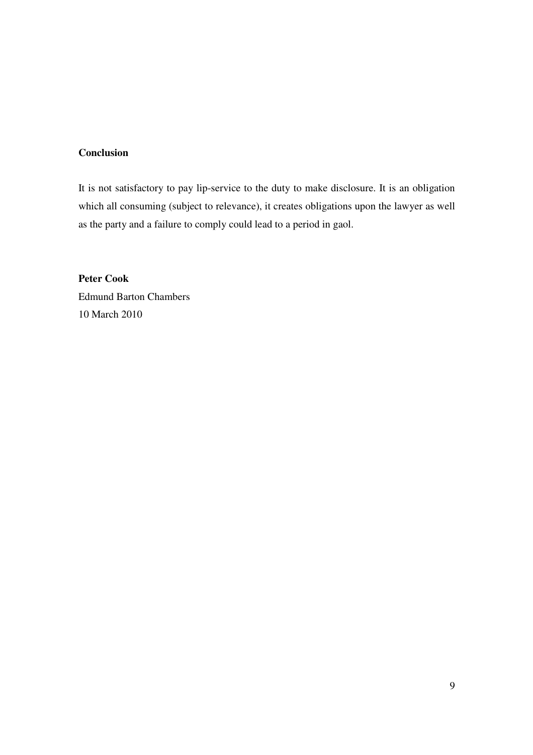**Conclusion**

It is not satisfactory to pay lip-service to the duty to make disclosure. It is an obligation which all consuming (subject to relevance), it creates obligations upon the lawyer as well as the party and a failure to comply could lead to a period in gaol.

**Peter Cook**
Edmund Barton Chambers
10 March 2010